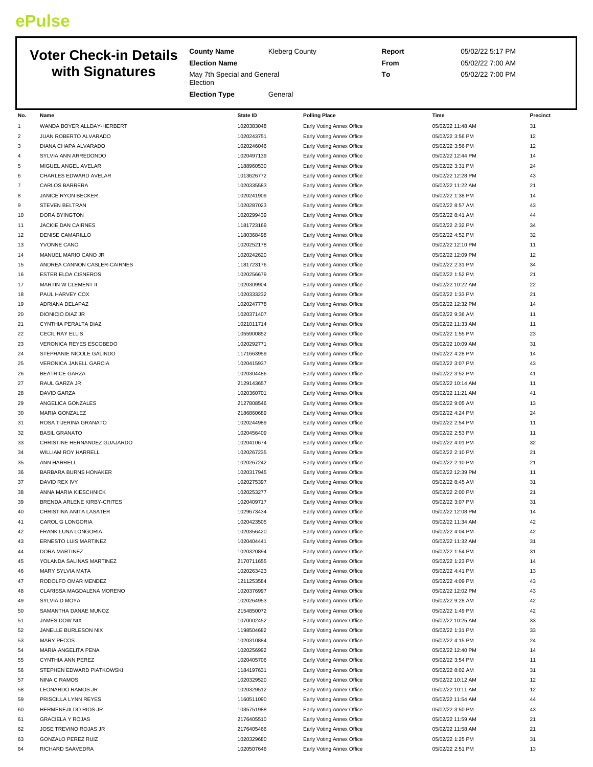# ePulse

## Voter Check-in Details with Signatures

**County Name** Kleberg County

**Election Name** May 7th Special and General Election

**Election Type** General

**Report** 05/02/22 5:17 PM

**From** 05/02/22 7:00 AM

**To** 05/02/22 7:00 PM

| No. | Name | State ID | Polling Place | Time | Precinct |
|---|---|---|---|---|---|
| 1 | WANDA BOYER ALLDAY-HERBERT | 1020383048 | Early Voting Annex Office | 05/02/22 11:48 AM | 31 |
| 2 | JUAN ROBERTO ALVARADO | 1020243751 | Early Voting Annex Office | 05/02/22 3:56 PM | 12 |
| 3 | DIANA CHAPA ALVARADO | 1020246046 | Early Voting Annex Office | 05/02/22 3:56 PM | 12 |
| 4 | SYLVIA ANN ARREDONDO | 1020497139 | Early Voting Annex Office | 05/02/22 12:44 PM | 14 |
| 5 | MIGUEL ANGEL AVELAR | 1188960530 | Early Voting Annex Office | 05/02/22 3:31 PM | 24 |
| 6 | CHARLES EDWARD AVELAR | 1013626772 | Early Voting Annex Office | 05/02/22 12:28 PM | 43 |
| 7 | CARLOS BARRERA | 1020335583 | Early Voting Annex Office | 05/02/22 11:22 AM | 21 |
| 8 | JANICE RYON BECKER | 1020241909 | Early Voting Annex Office | 05/02/22 1:38 PM | 14 |
| 9 | STEVEN BELTRAN | 1020287023 | Early Voting Annex Office | 05/02/22 8:57 AM | 43 |
| 10 | DORA BYINGTON | 1020299439 | Early Voting Annex Office | 05/02/22 8:41 AM | 44 |
| 11 | JACKIE DAN CAIRNES | 1181723169 | Early Voting Annex Office | 05/02/22 2:32 PM | 34 |
| 12 | DENISE CAMARILLO | 1180368498 | Early Voting Annex Office | 05/02/22 4:52 PM | 32 |
| 13 | YVONNE CANO | 1020252178 | Early Voting Annex Office | 05/02/22 12:10 PM | 11 |
| 14 | MANUEL MARIO CANO JR | 1020242620 | Early Voting Annex Office | 05/02/22 12:09 PM | 12 |
| 15 | ANDREA CANNON CASLER-CAIRNES | 1181723176 | Early Voting Annex Office | 05/02/22 2:31 PM | 34 |
| 16 | ESTER ELDA CISNEROS | 1020256679 | Early Voting Annex Office | 05/02/22 1:52 PM | 21 |
| 17 | MARTIN W CLEMENT II | 1020309904 | Early Voting Annex Office | 05/02/22 10:22 AM | 22 |
| 18 | PAUL HARVEY COX | 1020333232 | Early Voting Annex Office | 05/02/22 1:33 PM | 21 |
| 19 | ADRIANA DELAPAZ | 1020247778 | Early Voting Annex Office | 05/02/22 12:32 PM | 14 |
| 20 | DIONICIO DIAZ JR | 1020371407 | Early Voting Annex Office | 05/02/22 9:36 AM | 11 |
| 21 | CYNTHIA PERALTA DIAZ | 1021011714 | Early Voting Annex Office | 05/02/22 11:33 AM | 11 |
| 22 | CECIL RAY ELLIS | 1055900852 | Early Voting Annex Office | 05/02/22 1:55 PM | 23 |
| 23 | VERONICA REYES ESCOBEDO | 1020292771 | Early Voting Annex Office | 05/02/22 10:09 AM | 31 |
| 24 | STEPHANIE NICOLE GALINDO | 1171663959 | Early Voting Annex Office | 05/02/22 4:28 PM | 14 |
| 25 | VERONICA JANELL GARCIA | 1020415937 | Early Voting Annex Office | 05/02/22 3:07 PM | 43 |
| 26 | BEATRICE GARZA | 1020304486 | Early Voting Annex Office | 05/02/22 3:52 PM | 41 |
| 27 | RAUL GARZA JR | 2129143657 | Early Voting Annex Office | 05/02/22 10:14 AM | 11 |
| 28 | DAVID GARZA | 1020360701 | Early Voting Annex Office | 05/02/22 11:21 AM | 41 |
| 29 | ANGELICA GONZALES | 2127808546 | Early Voting Annex Office | 05/02/22 9:05 AM | 13 |
| 30 | MARIA GONZALEZ | 2186860689 | Early Voting Annex Office | 05/02/22 4:24 PM | 24 |
| 31 | ROSA TIJERINA GRANATO | 1020244989 | Early Voting Annex Office | 05/02/22 2:54 PM | 11 |
| 32 | BASIL GRANATO | 1020456409 | Early Voting Annex Office | 05/02/22 2:53 PM | 11 |
| 33 | CHRISTINE HERNANDEZ GUAJARDO | 1020410674 | Early Voting Annex Office | 05/02/22 4:01 PM | 32 |
| 34 | WILLIAM ROY HARRELL | 1020267235 | Early Voting Annex Office | 05/02/22 2:10 PM | 21 |
| 35 | ANN HARRELL | 1020267242 | Early Voting Annex Office | 05/02/22 2:10 PM | 21 |
| 36 | BARBARA BURNS HONAKER | 1020317945 | Early Voting Annex Office | 05/02/22 12:39 PM | 11 |
| 37 | DAVID REX IVY | 1020275397 | Early Voting Annex Office | 05/02/22 8:45 AM | 31 |
| 38 | ANNA MARIA KIESCHNICK | 1020253277 | Early Voting Annex Office | 05/02/22 2:00 PM | 21 |
| 39 | BRENDA ARLENE KIRBY-CRITES | 1020409717 | Early Voting Annex Office | 05/02/22 3:07 PM | 31 |
| 40 | CHRISTINA ANITA LASATER | 1029673434 | Early Voting Annex Office | 05/02/22 12:08 PM | 14 |
| 41 | CAROL G LONGORIA | 1020423505 | Early Voting Annex Office | 05/02/22 11:34 AM | 42 |
| 42 | FRANK LUNA LONGORIA | 1020356420 | Early Voting Annex Office | 05/02/22 4:04 PM | 42 |
| 43 | ERNESTO LUIS MARTINEZ | 1020404441 | Early Voting Annex Office | 05/02/22 11:32 AM | 31 |
| 44 | DORA MARTINEZ | 1020320894 | Early Voting Annex Office | 05/02/22 1:54 PM | 31 |
| 45 | YOLANDA SALINAS MARTINEZ | 2170711655 | Early Voting Annex Office | 05/02/22 1:23 PM | 14 |
| 46 | MARY SYLVIA MATA | 1020263423 | Early Voting Annex Office | 05/02/22 4:41 PM | 13 |
| 47 | RODOLFO OMAR MENDEZ | 1211253584 | Early Voting Annex Office | 05/02/22 4:09 PM | 43 |
| 48 | CLARISSA MAGDALENA MORENO | 1020376997 | Early Voting Annex Office | 05/02/22 12:02 PM | 43 |
| 49 | SYLVIA D MOYA | 1020264953 | Early Voting Annex Office | 05/02/22 9:28 AM | 42 |
| 50 | SAMANTHA DANAE MUNOZ | 2154850072 | Early Voting Annex Office | 05/02/22 1:49 PM | 42 |
| 51 | JAMES DOW NIX | 1070002452 | Early Voting Annex Office | 05/02/22 10:25 AM | 33 |
| 52 | JANELLE BURLESON NIX | 1198504682 | Early Voting Annex Office | 05/02/22 1:31 PM | 33 |
| 53 | MARY PECOS | 1020310884 | Early Voting Annex Office | 05/02/22 4:15 PM | 24 |
| 54 | MARIA ANGELITA PENA | 1020256992 | Early Voting Annex Office | 05/02/22 12:40 PM | 14 |
| 55 | CYNTHIA ANN PEREZ | 1020405706 | Early Voting Annex Office | 05/02/22 3:54 PM | 11 |
| 56 | STEPHEN EDWARD PIATKOWSKI | 1184197631 | Early Voting Annex Office | 05/02/22 8:02 AM | 31 |
| 57 | NINA C RAMOS | 1020329520 | Early Voting Annex Office | 05/02/22 10:12 AM | 12 |
| 58 | LEONARDO RAMOS JR | 1020329512 | Early Voting Annex Office | 05/02/22 10:11 AM | 12 |
| 59 | PRISCILLA LYNN REYES | 1160511090 | Early Voting Annex Office | 05/02/22 11:54 AM | 44 |
| 60 | HERMENEJILDO RIOS JR | 1035751988 | Early Voting Annex Office | 05/02/22 3:50 PM | 43 |
| 61 | GRACIELA Y ROJAS | 2176405510 | Early Voting Annex Office | 05/02/22 11:59 AM | 21 |
| 62 | JOSE TREVINO ROJAS JR | 2176405466 | Early Voting Annex Office | 05/02/22 11:58 AM | 21 |
| 63 | GONZALO PEREZ RUIZ | 1020329680 | Early Voting Annex Office | 05/02/22 1:25 PM | 31 |
| 64 | RICHARD SAAVEDRA | 1020507646 | Early Voting Annex Office | 05/02/22 2:51 PM | 13 |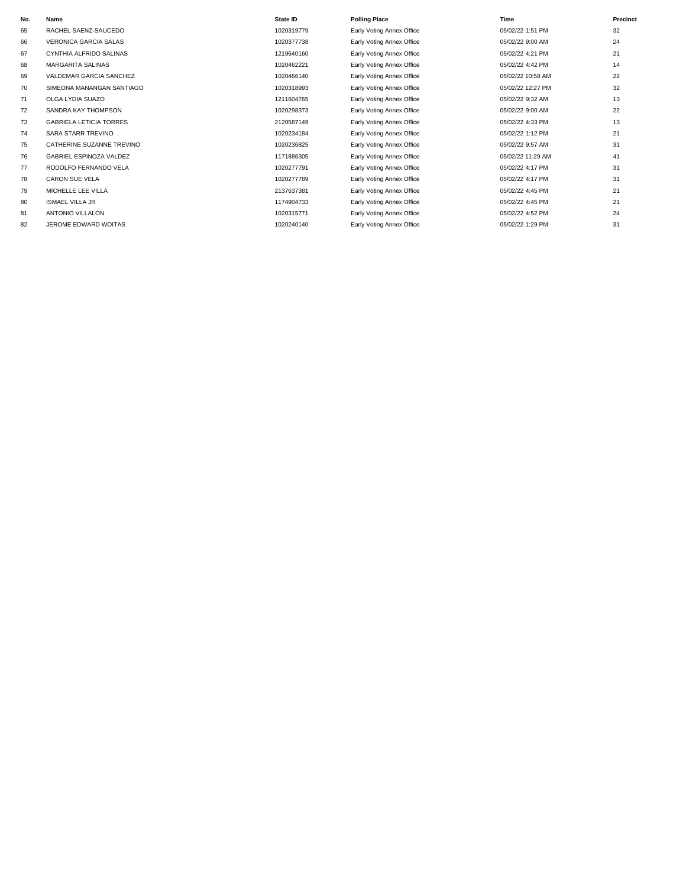| No. | Name | State ID | Polling Place | Time | Precinct |
|---|---|---|---|---|---|
| 65 | RACHEL SAENZ-SAUCEDO | 1020319779 | Early Voting Annex Office | 05/02/22 1:51 PM | 32 |
| 66 | VERONICA GARCIA SALAS | 1020377738 | Early Voting Annex Office | 05/02/22 9:00 AM | 24 |
| 67 | CYNTHIA ALFRIDO SALINAS | 1219640160 | Early Voting Annex Office | 05/02/22 4:21 PM | 21 |
| 68 | MARGARITA SALINAS | 1020462221 | Early Voting Annex Office | 05/02/22 4:42 PM | 14 |
| 69 | VALDEMAR GARCIA SANCHEZ | 1020466140 | Early Voting Annex Office | 05/02/22 10:58 AM | 22 |
| 70 | SIMEONA MANANGAN SANTIAGO | 1020318993 | Early Voting Annex Office | 05/02/22 12:27 PM | 32 |
| 71 | OLGA LYDIA SUAZO | 1211604765 | Early Voting Annex Office | 05/02/22 9:32 AM | 13 |
| 72 | SANDRA KAY THOMPSON | 1020298373 | Early Voting Annex Office | 05/02/22 9:00 AM | 22 |
| 73 | GABRIELA LETICIA TORRES | 2120587149 | Early Voting Annex Office | 05/02/22 4:33 PM | 13 |
| 74 | SARA STARR TREVINO | 1020234184 | Early Voting Annex Office | 05/02/22 1:12 PM | 21 |
| 75 | CATHERINE SUZANNE TREVINO | 1020236825 | Early Voting Annex Office | 05/02/22 9:57 AM | 31 |
| 76 | GABRIEL ESPINOZA VALDEZ | 1171886305 | Early Voting Annex Office | 05/02/22 11:29 AM | 41 |
| 77 | RODOLFO FERNANDO VELA | 1020277791 | Early Voting Annex Office | 05/02/22 4:17 PM | 31 |
| 78 | CARON SUE VELA | 1020277789 | Early Voting Annex Office | 05/02/22 4:17 PM | 31 |
| 79 | MICHELLE LEE VILLA | 2137637381 | Early Voting Annex Office | 05/02/22 4:45 PM | 21 |
| 80 | ISMAEL VILLA JR | 1174904733 | Early Voting Annex Office | 05/02/22 4:45 PM | 21 |
| 81 | ANTONIO VILLALON | 1020315771 | Early Voting Annex Office | 05/02/22 4:52 PM | 24 |
| 82 | JEROME EDWARD WOITAS | 1020240140 | Early Voting Annex Office | 05/02/22 1:29 PM | 31 |